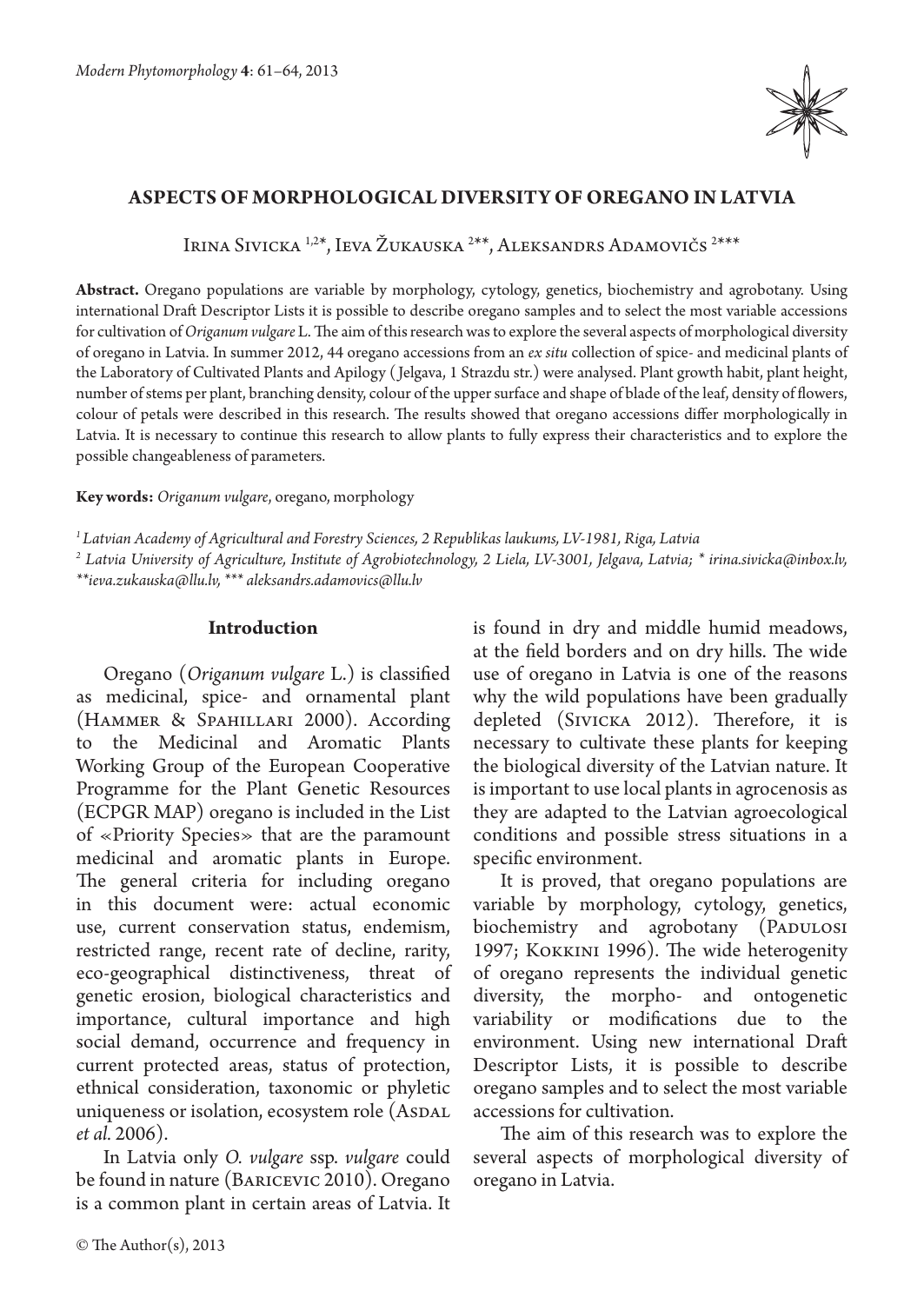# ASPECTS OF MORPHOLOGICAL DIVERSITY OF OREGANO IN LATVIA

Irina Sivicka [1,2]*, Ieva Žukauska [2]**, Aleksandrs Adamovičs [2]***

**Abstract.** Oregano populations are variable by morphology, cytology, genetics, biochemistry and agrobotany. Using international Draft Descriptor Lists it is possible to describe oregano samples and to select the most variable accessions for cultivation of *Origanum vulgare* L. The aim of this research was to explore the several aspects of morphological diversity of oregano in Latvia. In summer 2012, 44 oregano accessions from an *ex situ* collection of spice- and medicinal plants of the Laboratory of Cultivated Plants and Apilogy (Jelgava, 1 Strazdu str.) were analysed. Plant growth habit, plant height, number of stems per plant, branching density, colour of the upper surface and shape of blade of the leaf, density of flowers, colour of petals were described in this research. The results showed that oregano accessions differ morphologically in Latvia. It is necessary to continue this research to allow plants to fully express their characteristics and to explore the possible changeableness of parameters.

**Key words:** *Origanum vulgare*, oregano, morphology

[1] *Latvian Academy of Agricultural and Forestry Sciences, 2 Republikas laukums, LV-1981, Riga, Latvia*

[2] *Latvia University of Agriculture, Institute of Agrobiotechnology, 2 Liela, LV-3001, Jelgava, Latvia; * irina.sivicka@inbox.lv, ** ieva.zukauska@llu.lv, *** aleksandrs.adamovics@llu.lv*

## Introduction

Oregano (*Origanum vulgare* L.) is classified as medicinal, spice- and ornamental plant (Hammer & Spahillari 2000). According to the Medicinal and Aromatic Plants Working Group of the European Cooperative Programme for the Plant Genetic Resources (ECPGR MAP) oregano is included in the List of «Priority Species» that are the paramount medicinal and aromatic plants in Europe. The general criteria for including oregano in this document were: actual economic use, current conservation status, endemism, restricted range, recent rate of decline, rarity, eco-geographical distinctiveness, threat of genetic erosion, biological characteristics and importance, cultural importance and high social demand, occurrence and frequency in current protected areas, status of protection, ethnical consideration, taxonomic or phyletic uniqueness or isolation, ecosystem role (Asdal *et al.* 2006).

In Latvia only *O. vulgare* ssp. *vulgare* could be found in nature (Baricevic 2010). Oregano is a common plant in certain areas of Latvia. It is found in dry and middle humid meadows, at the field borders and on dry hills. The wide use of oregano in Latvia is one of the reasons why the wild populations have been gradually depleted (Sivicka 2012). Therefore, it is necessary to cultivate these plants for keeping the biological diversity of the Latvian nature. It is important to use local plants in agrocenosis as they are adapted to the Latvian agroecological conditions and possible stress situations in a specific environment.

It is proved, that oregano populations are variable by morphology, cytology, genetics, biochemistry and agrobotany (Padulosi 1997; Kokkini 1996). The wide heterogenity of oregano represents the individual genetic diversity, the morpho- and ontogenetic variability or modifications due to the environment. Using new international Draft Descriptor Lists, it is possible to describe oregano samples and to select the most variable accessions for cultivation.

The aim of this research was to explore the several aspects of morphological diversity of oregano in Latvia.

© The Author(s), 2013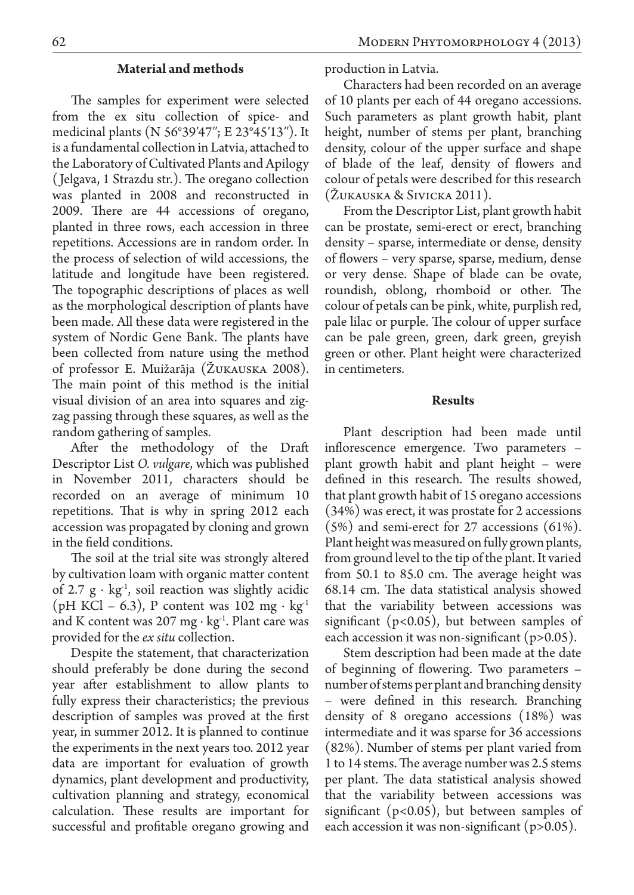## Material and methods

The samples for experiment were selected from the ex situ collection of spice- and medicinal plants (N 56°39′47″; E 23°45′13″). It is a fundamental collection in Latvia, attached to the Laboratory of Cultivated Plants and Apilogy (Jelgava, 1 Strazdu str.). The oregano collection was planted in 2008 and reconstructed in 2009. There are 44 accessions of oregano, planted in three rows, each accession in three repetitions. Accessions are in random order. In the process of selection of wild accessions, the latitude and longitude have been registered. The topographic descriptions of places as well as the morphological description of plants have been made. All these data were registered in the system of Nordic Gene Bank. The plants have been collected from nature using the method of professor E. Muižarāja (Žukauska 2008). The main point of this method is the initial visual division of an area into squares and zig-zag passing through these squares, as well as the random gathering of samples.

After the methodology of the Draft Descriptor List *O. vulgare*, which was published in November 2011, characters should be recorded on an average of minimum 10 repetitions. That is why in spring 2012 each accession was propagated by cloning and grown in the field conditions.

The soil at the trial site was strongly altered by cultivation loam with organic matter content of 2.7 $g \cdot kg^{-1}$, soil reaction was slightly acidic (pH KCl – 6.3), P content was 102 $mg \cdot kg^{-1}$ and K content was 207 $mg \cdot kg^{-1}$. Plant care was provided for the *ex situ* collection.

Despite the statement, that characterization should preferably be done during the second year after establishment to allow plants to fully express their characteristics; the previous description of samples was proved at the first year, in summer 2012. It is planned to continue the experiments in the next years too. 2012 year data are important for evaluation of growth dynamics, plant development and productivity, cultivation planning and strategy, economical calculation. These results are important for successful and profitable oregano growing and production in Latvia.

Characters had been recorded on an average of 10 plants per each of 44 oregano accessions. Such parameters as plant growth habit, plant height, number of stems per plant, branching density, colour of the upper surface and shape of blade of the leaf, density of flowers and colour of petals were described for this research (Žukauska & Sivicka 2011).

From the Descriptor List, plant growth habit can be prostate, semi-erect or erect, branching density – sparse, intermediate or dense, density of flowers – very sparse, sparse, medium, dense or very dense. Shape of blade can be ovate, roundish, oblong, rhomboid or other. The colour of petals can be pink, white, purplish red, pale lilac or purple. The colour of upper surface can be pale green, green, dark green, greyish green or other. Plant height were characterized in centimeters.

## Results

Plant description had been made until inflorescence emergence. Two parameters – plant growth habit and plant height – were defined in this research. The results showed, that plant growth habit of 15 oregano accessions (34%) was erect, it was prostate for 2 accessions (5%) and semi-erect for 27 accessions (61%). Plant height was measured on fully grown plants, from ground level to the tip of the plant. It varied from 50.1 to 85.0 cm. The average height was 68.14 cm. The data statistical analysis showed that the variability between accessions was significant ($p<0.05$), but between samples of each accession it was non-significant ($p>0.05$).

Stem description had been made at the date of beginning of flowering. Two parameters – number of stems per plant and branching density – were defined in this research. Branching density of 8 oregano accessions (18%) was intermediate and it was sparse for 36 accessions (82%). Number of stems per plant varied from 1 to 14 stems. The average number was 2.5 stems per plant. The data statistical analysis showed that the variability between accessions was significant ($p<0.05$), but between samples of each accession it was non-significant ($p>0.05$).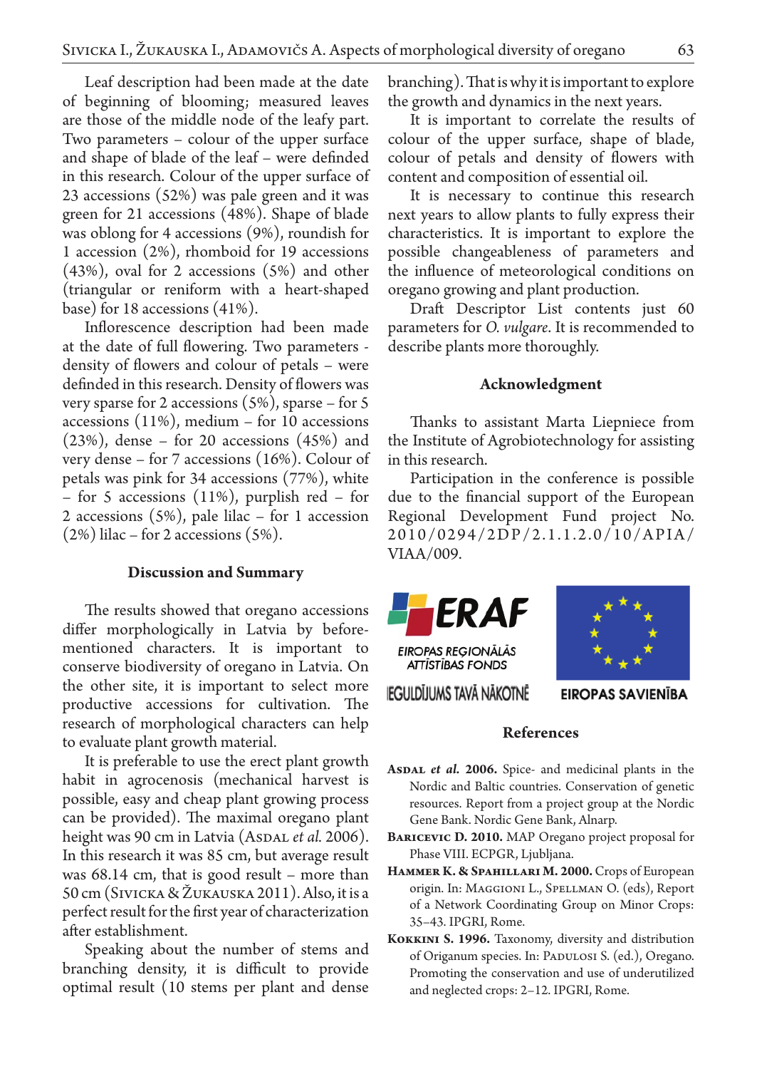Leaf description had been made at the date of beginning of blooming; measured leaves are those of the middle node of the leafy part. Two parameters – colour of the upper surface and shape of blade of the leaf – were definded in this research. Colour of the upper surface of 23 accessions (52%) was pale green and it was green for 21 accessions (48%). Shape of blade was oblong for 4 accessions (9%), roundish for 1 accession (2%), rhomboid for 19 accessions (43%), oval for 2 accessions (5%) and other (triangular or reniform with a heart-shaped base) for 18 accessions (41%).

Inflorescence description had been made at the date of full flowering. Two parameters - density of flowers and colour of petals – were definded in this research. Density of flowers was very sparse for 2 accessions (5%), sparse – for 5 accessions (11%), medium – for 10 accessions (23%), dense – for 20 accessions (45%) and very dense – for 7 accessions (16%). Colour of petals was pink for 34 accessions (77%), white – for 5 accessions (11%), purplish red – for 2 accessions (5%), pale lilac – for 1 accession (2%) lilac – for 2 accessions (5%).

### Discussion and Summary

The results showed that oregano accessions differ morphologically in Latvia by before-mentioned characters. It is important to conserve biodiversity of oregano in Latvia. On the other site, it is important to select more productive accessions for cultivation. The research of morphological characters can help to evaluate plant growth material.

It is preferable to use the erect plant growth habit in agrocenosis (mechanical harvest is possible, easy and cheap plant growing process can be provided). The maximal oregano plant height was 90 cm in Latvia (Asdal *et al.* 2006). In this research it was 85 cm, but average result was 68.14 cm, that is good result – more than 50 cm (Sivicka & Žukauska 2011). Also, it is a perfect result for the first year of characterization after establishment.

Speaking about the number of stems and branching density, it is difficult to provide optimal result (10 stems per plant and dense branching). That is why it is important to explore the growth and dynamics in the next years.

It is important to correlate the results of colour of the upper surface, shape of blade, colour of petals and density of flowers with content and composition of essential oil.

It is necessary to continue this research next years to allow plants to fully express their characteristics. It is important to explore the possible changeableness of parameters and the influence of meteorological conditions on oregano growing and plant production.

Draft Descriptor List contents just 60 parameters for *O. vulgare*. It is recommended to describe plants more thoroughly.

### Acknowledgment

Thanks to assistant Marta Liepniece from the Institute of Agrobiotechnology for assisting in this research.

Participation in the conference is possible due to the financial support of the European Regional Development Fund project No. 2010/0294/2DP/2.1.1.2.0/10/APIA/VIAA/009.

ERAF
EIROPAS REĢIONĀLĀS ATTĪSTĪBAS FONDS
IEGULDĪJUMS TAVĀ NĀKOTNĒ
EIROPAS SAVIENĪBA

### References

**Asdal *et al.* 2006.** Spice- and medicinal plants in the Nordic and Baltic countries. Conservation of genetic resources. Report from a project group at the Nordic Gene Bank. Nordic Gene Bank, Alnarp.

**Baricevic D. 2010.** MAP Oregano project proposal for Phase VIII. ECPGR, Ljubljana.

**Hammer K. & Spahillari M. 2000.** Crops of European origin. In: Maggioni L., Spellman O. (eds), Report of a Network Coordinating Group on Minor Crops: 35–43. IPGRI, Rome.

**Kokkini S. 1996.** Taxonomy, diversity and distribution of Origanum species. In: Padulosi S. (ed.), Oregano. Promoting the conservation and use of underutilized and neglected crops: 2–12. IPGRI, Rome.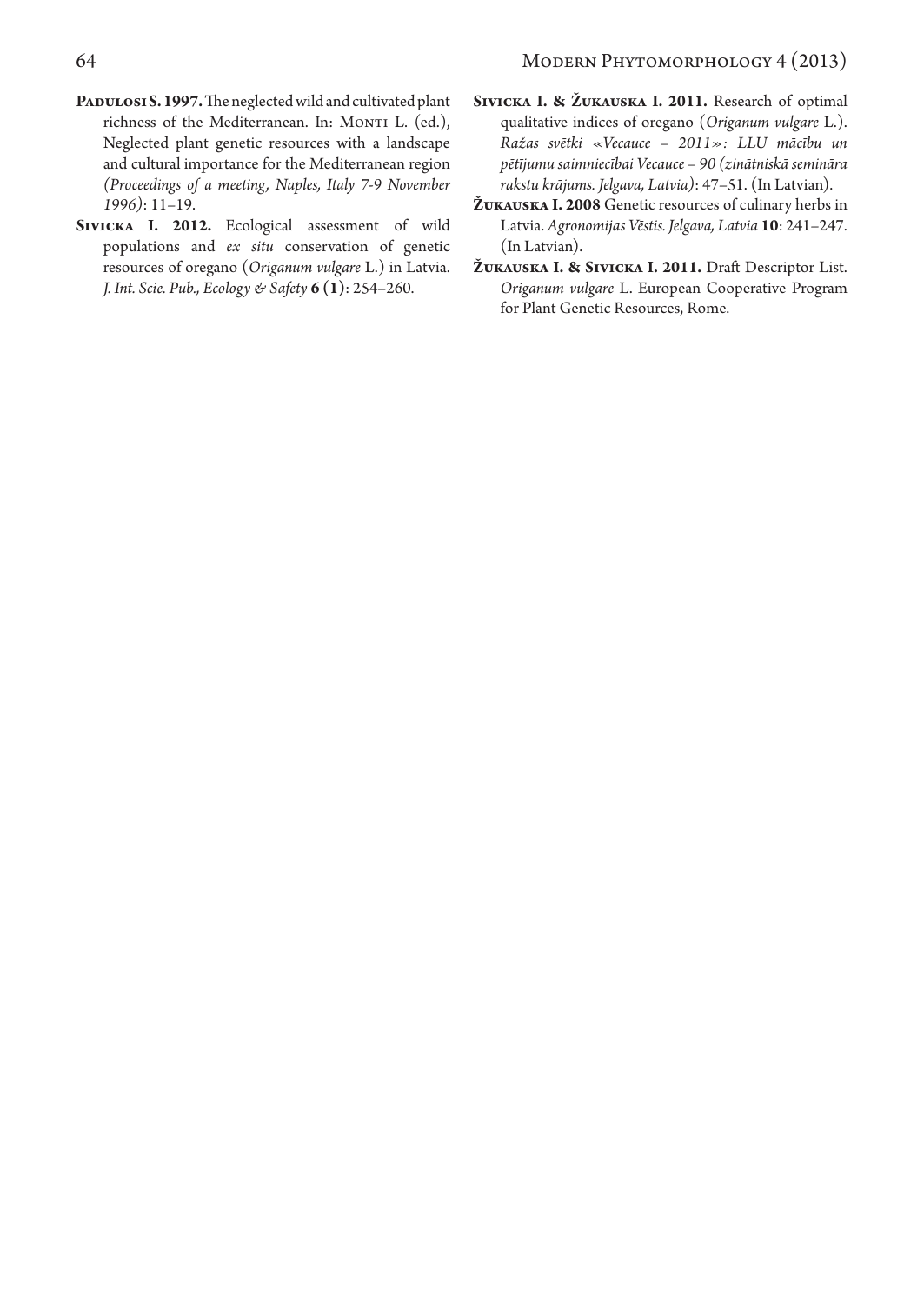**Padulosi S. 1997.** The neglected wild and cultivated plant richness of the Mediterranean. In: Monti L. (ed.), Neglected plant genetic resources with a landscape and cultural importance for the Mediterranean region *(Proceedings of a meeting, Naples, Italy 7-9 November 1996)*: 11–19.

**Sivicka I. 2012.** Ecological assessment of wild populations and *ex situ* conservation of genetic resources of oregano (*Origanum vulgare* L.) in Latvia. *J. Int. Scie. Pub., Ecology & Safety* **6 (1)**: 254–260.

**Sivicka I. & Žukauska I. 2011.** Research of optimal qualitative indices of oregano (*Origanum vulgare* L.). *Ražas svētki «Vecauce – 2011»: LLU mācību un pētījumu saimniecībai Vecauce – 90 (zinātniskā semināra rakstu krājums. Jelgava, Latvia)*: 47–51. (In Latvian).

**Žukauska I. 2008** Genetic resources of culinary herbs in Latvia. *Agronomijas Vēstis. Jelgava, Latvia* **10**: 241–247. (In Latvian).

**Žukauska I. & Sivicka I. 2011.** Draft Descriptor List. *Origanum vulgare* L. European Cooperative Program for Plant Genetic Resources, Rome.